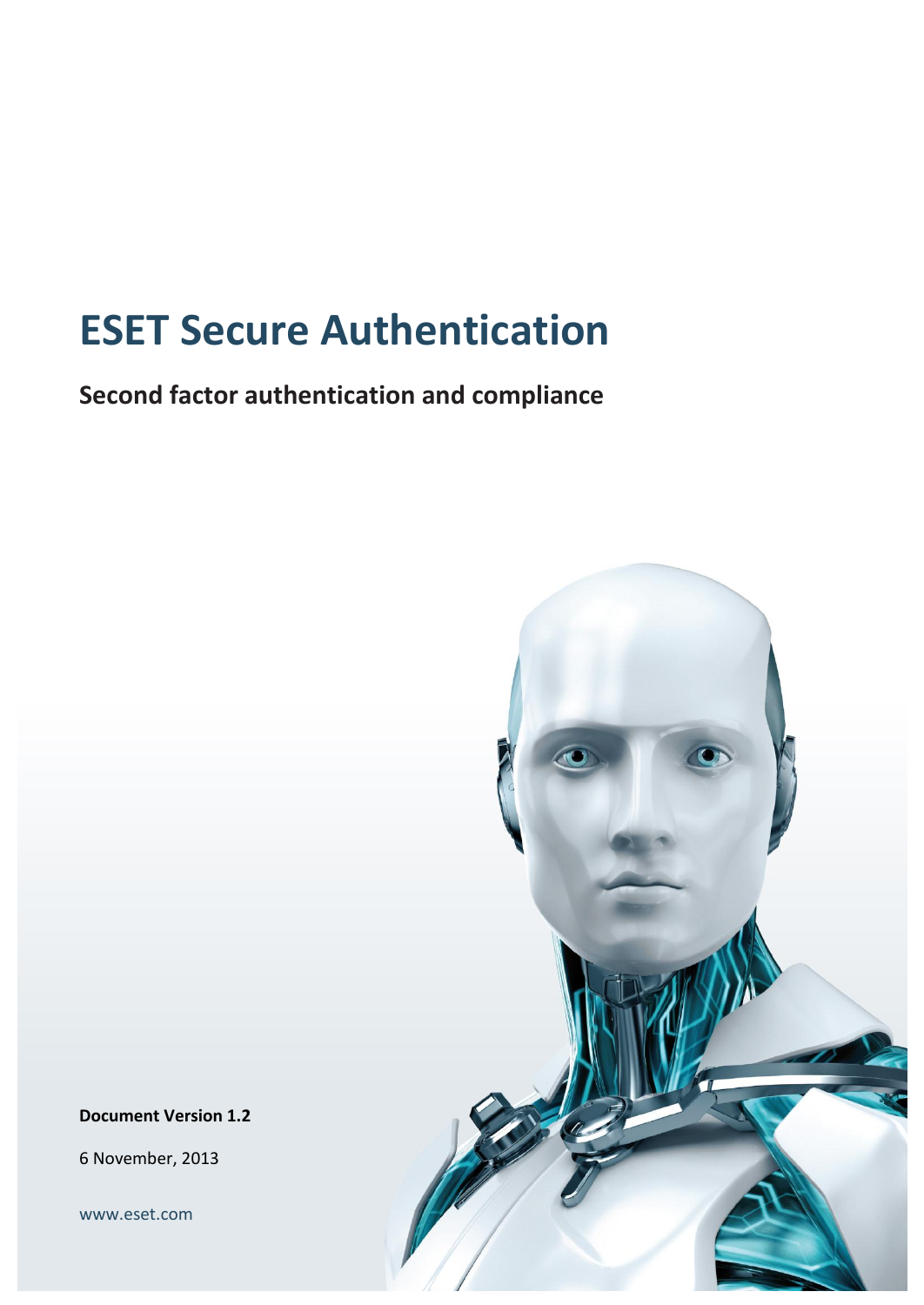# ESET Secure Authentication

## Second factor authentication and compliance

**Document Version 1.2**

6 November, 2013

www.eset.com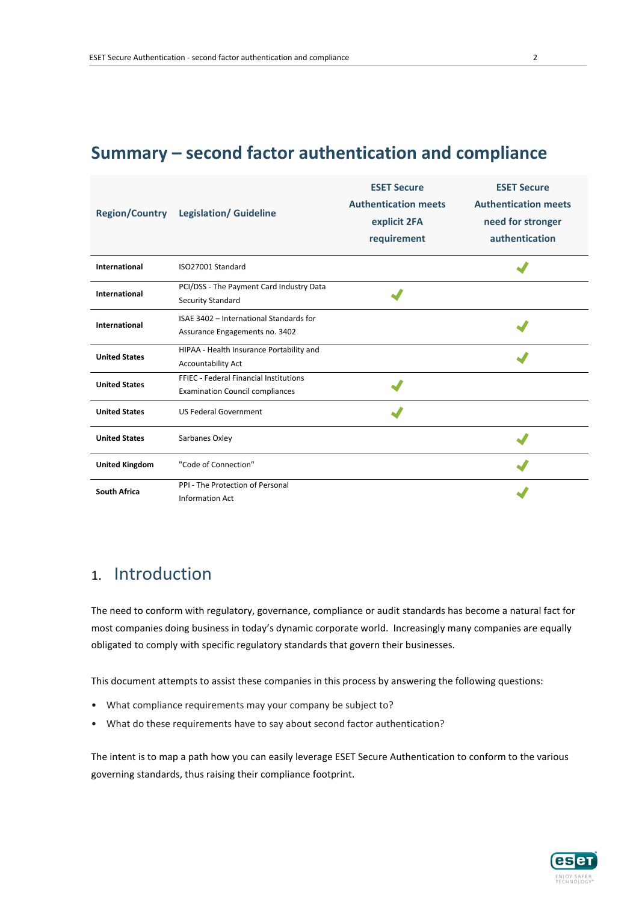# Summary – second factor authentication and compliance

| Region/Country | Legislation/ Guideline | ESET Secure Authentication meets explicit 2FA requirement | ESET Secure Authentication meets need for stronger authentication |
|---|---|---|---|
| **International** | ISO27001 Standard | | ✔ |
| **International** | PCI/DSS - The Payment Card Industry Data Security Standard | ✔ | |
| **International** | ISAE 3402 – International Standards for Assurance Engagements no. 3402 | | ✔ |
| **United States** | HIPAA - Health Insurance Portability and Accountability Act | | ✔ |
| **United States** | FFIEC - Federal Financial Institutions Examination Council compliances | ✔ | |
| **United States** | US Federal Government | ✔ | |
| **United States** | Sarbanes Oxley | | ✔ |
| **United Kingdom** | "Code of Connection" | | ✔ |
| **South Africa** | PPI - The Protection of Personal Information Act | | ✔ |

## 1. Introduction

The need to conform with regulatory, governance, compliance or audit standards has become a natural fact for most companies doing business in today's dynamic corporate world. Increasingly many companies are equally obligated to comply with specific regulatory standards that govern their businesses.

This document attempts to assist these companies in this process by answering the following questions:

- What compliance requirements may your company be subject to?
- What do these requirements have to say about second factor authentication?

The intent is to map a path how you can easily leverage ESET Secure Authentication to conform to the various governing standards, thus raising their compliance footprint.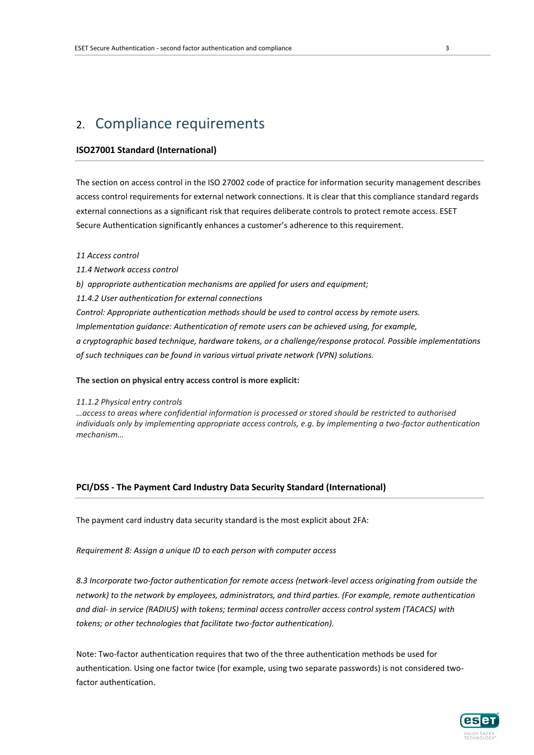# 2. Compliance requirements

### ISO27001 Standard (International)

The section on access control in the ISO 27002 code of practice for information security management describes access control requirements for external network connections. It is clear that this compliance standard regards external connections as a significant risk that requires deliberate controls to protect remote access. ESET Secure Authentication significantly enhances a customer's adherence to this requirement.

*11 Access control*

*11.4 Network access control*

*b) appropriate authentication mechanisms are applied for users and equipment;*

*11.4.2 User authentication for external connections*

*Control: Appropriate authentication methods should be used to control access by remote users.*

*Implementation guidance: Authentication of remote users can be achieved using, for example, a cryptographic based technique, hardware tokens, or a challenge/response protocol. Possible implementations of such techniques can be found in various virtual private network (VPN) solutions.*

**The section on physical entry access control is more explicit:**

*11.1.2 Physical entry controls*
*…access to areas where confidential information is processed or stored should be restricted to authorised individuals only by implementing appropriate access controls, e.g. by implementing a two-factor authentication mechanism…*

### PCI/DSS - The Payment Card Industry Data Security Standard (International)

The payment card industry data security standard is the most explicit about 2FA:

*Requirement 8: Assign a unique ID to each person with computer access*

*8.3 Incorporate two-factor authentication for remote access (network-level access originating from outside the network) to the network by employees, administrators, and third parties. (For example, remote authentication and dial- in service (RADIUS) with tokens; terminal access controller access control system (TACACS) with tokens; or other technologies that facilitate two-factor authentication).*

Note: Two-factor authentication requires that two of the three authentication methods be used for authentication. Using one factor twice (for example, using two separate passwords) is not considered two-factor authentication.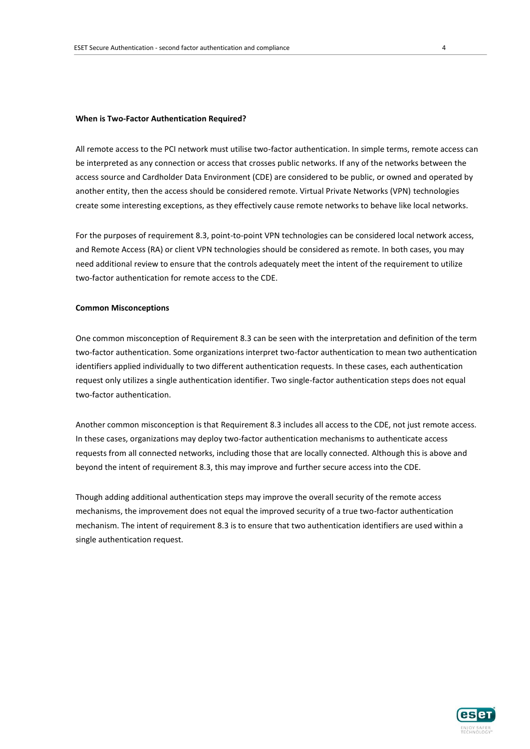**When is Two-Factor Authentication Required?**

All remote access to the PCI network must utilise two-factor authentication. In simple terms, remote access can be interpreted as any connection or access that crosses public networks. If any of the networks between the access source and Cardholder Data Environment (CDE) are considered to be public, or owned and operated by another entity, then the access should be considered remote. Virtual Private Networks (VPN) technologies create some interesting exceptions, as they effectively cause remote networks to behave like local networks.

For the purposes of requirement 8.3, point-to-point VPN technologies can be considered local network access, and Remote Access (RA) or client VPN technologies should be considered as remote. In both cases, you may need additional review to ensure that the controls adequately meet the intent of the requirement to utilize two-factor authentication for remote access to the CDE.

**Common Misconceptions**

One common misconception of Requirement 8.3 can be seen with the interpretation and definition of the term two-factor authentication. Some organizations interpret two-factor authentication to mean two authentication identifiers applied individually to two different authentication requests. In these cases, each authentication request only utilizes a single authentication identifier. Two single-factor authentication steps does not equal two-factor authentication.

Another common misconception is that Requirement 8.3 includes all access to the CDE, not just remote access. In these cases, organizations may deploy two-factor authentication mechanisms to authenticate access requests from all connected networks, including those that are locally connected. Although this is above and beyond the intent of requirement 8.3, this may improve and further secure access into the CDE.

Though adding additional authentication steps may improve the overall security of the remote access mechanisms, the improvement does not equal the improved security of a true two-factor authentication mechanism. The intent of requirement 8.3 is to ensure that two authentication identifiers are used within a single authentication request.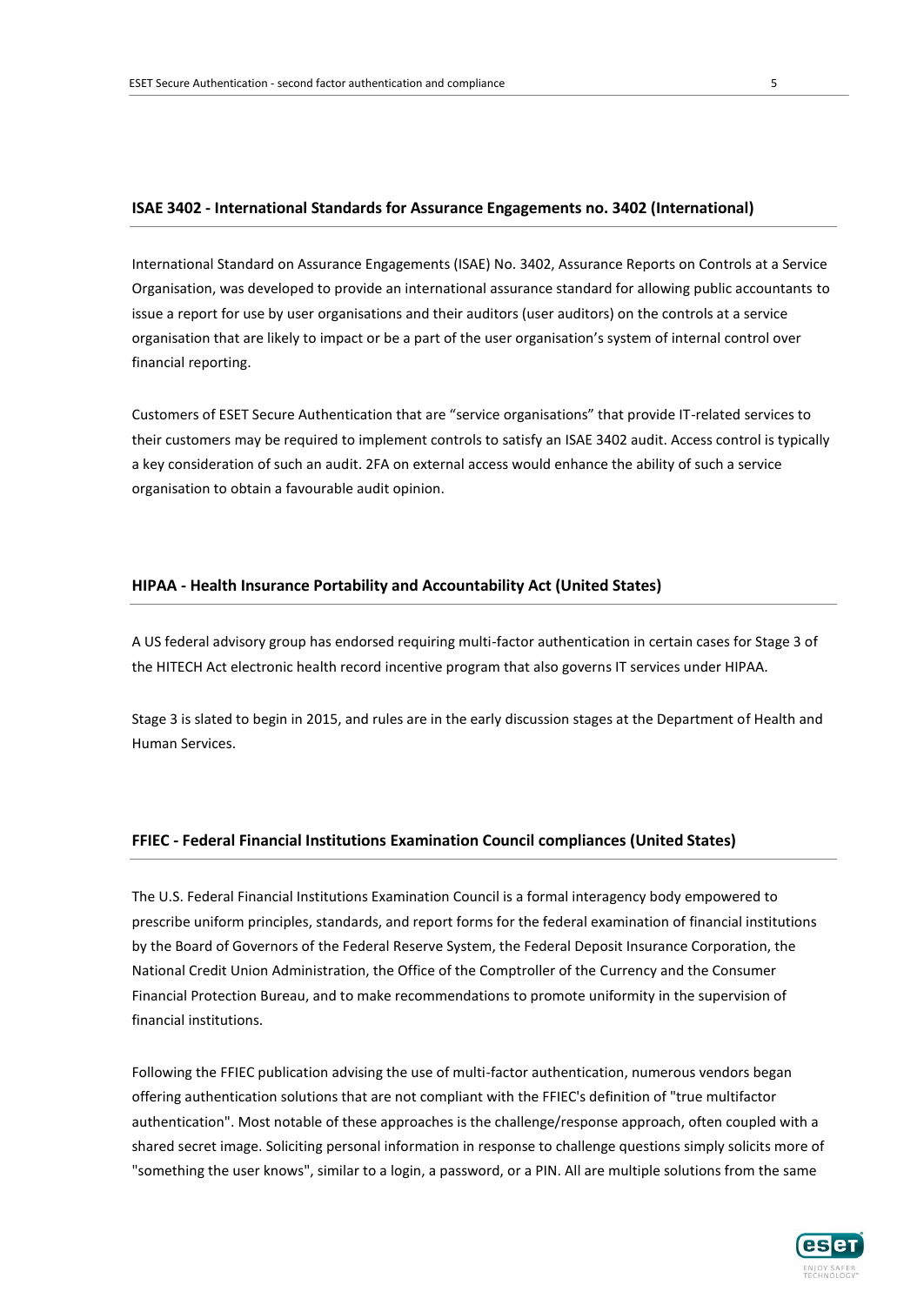## ISAE 3402 - International Standards for Assurance Engagements no. 3402 (International)

International Standard on Assurance Engagements (ISAE) No. 3402, Assurance Reports on Controls at a Service Organisation, was developed to provide an international assurance standard for allowing public accountants to issue a report for use by user organisations and their auditors (user auditors) on the controls at a service organisation that are likely to impact or be a part of the user organisation's system of internal control over financial reporting.

Customers of ESET Secure Authentication that are "service organisations" that provide IT-related services to their customers may be required to implement controls to satisfy an ISAE 3402 audit. Access control is typically a key consideration of such an audit. 2FA on external access would enhance the ability of such a service organisation to obtain a favourable audit opinion.

## HIPAA - Health Insurance Portability and Accountability Act (United States)

A US federal advisory group has endorsed requiring multi-factor authentication in certain cases for Stage 3 of the HITECH Act electronic health record incentive program that also governs IT services under HIPAA.

Stage 3 is slated to begin in 2015, and rules are in the early discussion stages at the Department of Health and Human Services.

## FFIEC - Federal Financial Institutions Examination Council compliances (United States)

The U.S. Federal Financial Institutions Examination Council is a formal interagency body empowered to prescribe uniform principles, standards, and report forms for the federal examination of financial institutions by the Board of Governors of the Federal Reserve System, the Federal Deposit Insurance Corporation, the National Credit Union Administration, the Office of the Comptroller of the Currency and the Consumer Financial Protection Bureau, and to make recommendations to promote uniformity in the supervision of financial institutions.

Following the FFIEC publication advising the use of multi-factor authentication, numerous vendors began offering authentication solutions that are not compliant with the FFIEC's definition of "true multifactor authentication". Most notable of these approaches is the challenge/response approach, often coupled with a shared secret image. Soliciting personal information in response to challenge questions simply solicits more of "something the user knows", similar to a login, a password, or a PIN. All are multiple solutions from the same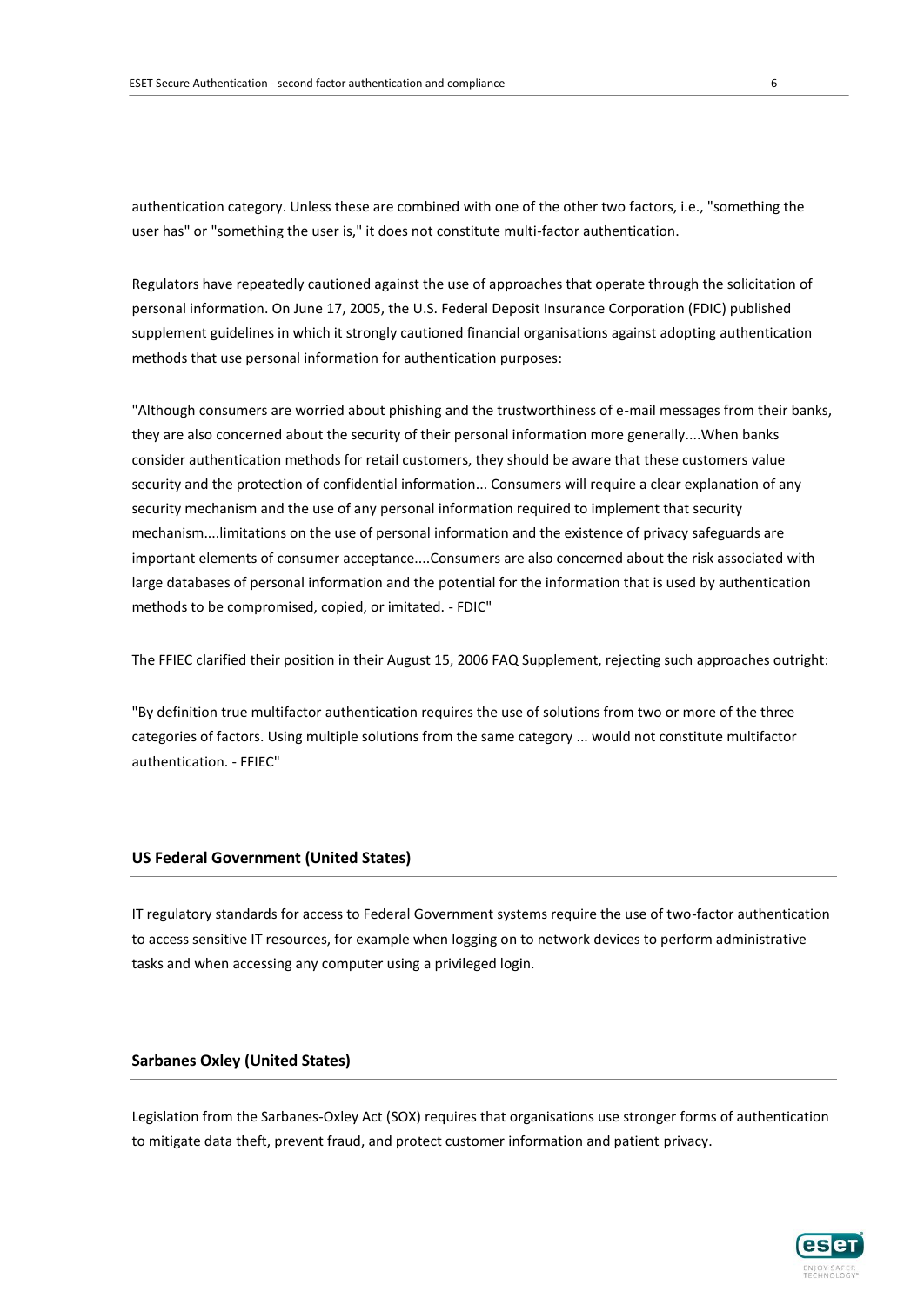authentication category. Unless these are combined with one of the other two factors, i.e., "something the user has" or "something the user is," it does not constitute multi-factor authentication.

Regulators have repeatedly cautioned against the use of approaches that operate through the solicitation of personal information. On June 17, 2005, the U.S. Federal Deposit Insurance Corporation (FDIC) published supplement guidelines in which it strongly cautioned financial organisations against adopting authentication methods that use personal information for authentication purposes:

"Although consumers are worried about phishing and the trustworthiness of e-mail messages from their banks, they are also concerned about the security of their personal information more generally....When banks consider authentication methods for retail customers, they should be aware that these customers value security and the protection of confidential information... Consumers will require a clear explanation of any security mechanism and the use of any personal information required to implement that security mechanism....limitations on the use of personal information and the existence of privacy safeguards are important elements of consumer acceptance....Consumers are also concerned about the risk associated with large databases of personal information and the potential for the information that is used by authentication methods to be compromised, copied, or imitated. - FDIC"

The FFIEC clarified their position in their August 15, 2006 FAQ Supplement, rejecting such approaches outright:

"By definition true multifactor authentication requires the use of solutions from two or more of the three categories of factors. Using multiple solutions from the same category ... would not constitute multifactor authentication. - FFIEC"

## US Federal Government (United States)

IT regulatory standards for access to Federal Government systems require the use of two-factor authentication to access sensitive IT resources, for example when logging on to network devices to perform administrative tasks and when accessing any computer using a privileged login.

## Sarbanes Oxley (United States)

Legislation from the Sarbanes-Oxley Act (SOX) requires that organisations use stronger forms of authentication to mitigate data theft, prevent fraud, and protect customer information and patient privacy.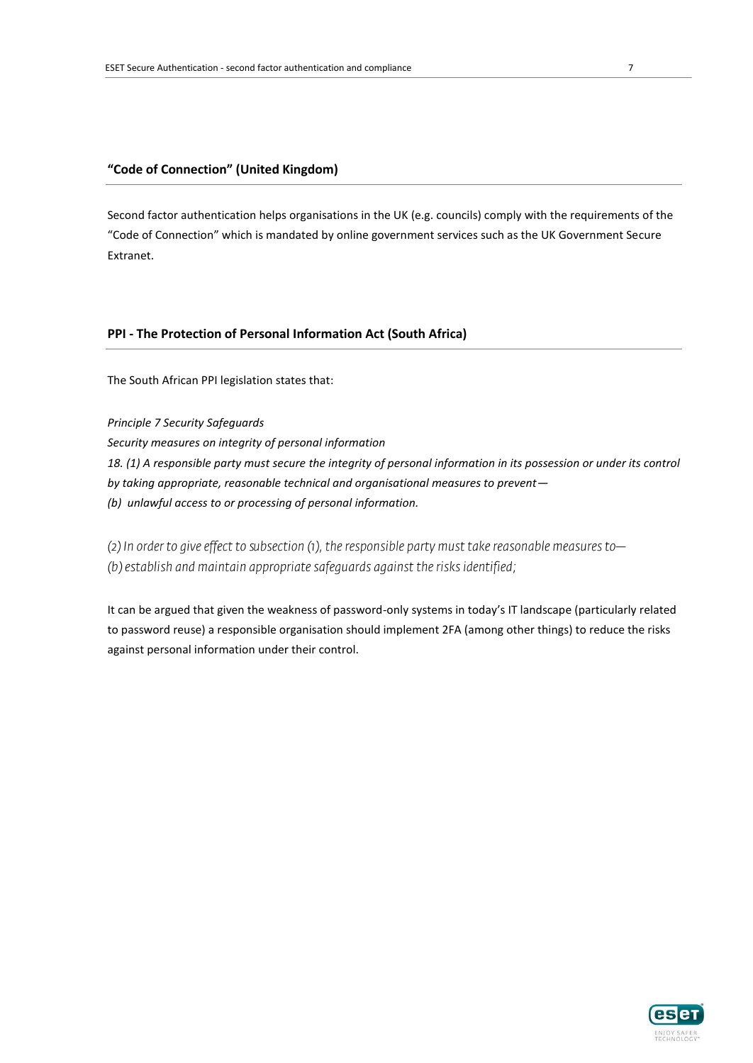## "Code of Connection" (United Kingdom)

Second factor authentication helps organisations in the UK (e.g. councils) comply with the requirements of the "Code of Connection" which is mandated by online government services such as the UK Government Secure Extranet.

## PPI - The Protection of Personal Information Act (South Africa)

The South African PPI legislation states that:

*Principle 7 Security Safeguards*
*Security measures on integrity of personal information*
*18. (1) A responsible party must secure the integrity of personal information in its possession or under its control by taking appropriate, reasonable technical and organisational measures to prevent—*
*(b) unlawful access to or processing of personal information.*

*(2) In order to give effect to subsection (1), the responsible party must take reasonable measures to—*
*(b) establish and maintain appropriate safeguards against the risks identified;*

It can be argued that given the weakness of password-only systems in today's IT landscape (particularly related to password reuse) a responsible organisation should implement 2FA (among other things) to reduce the risks against personal information under their control.